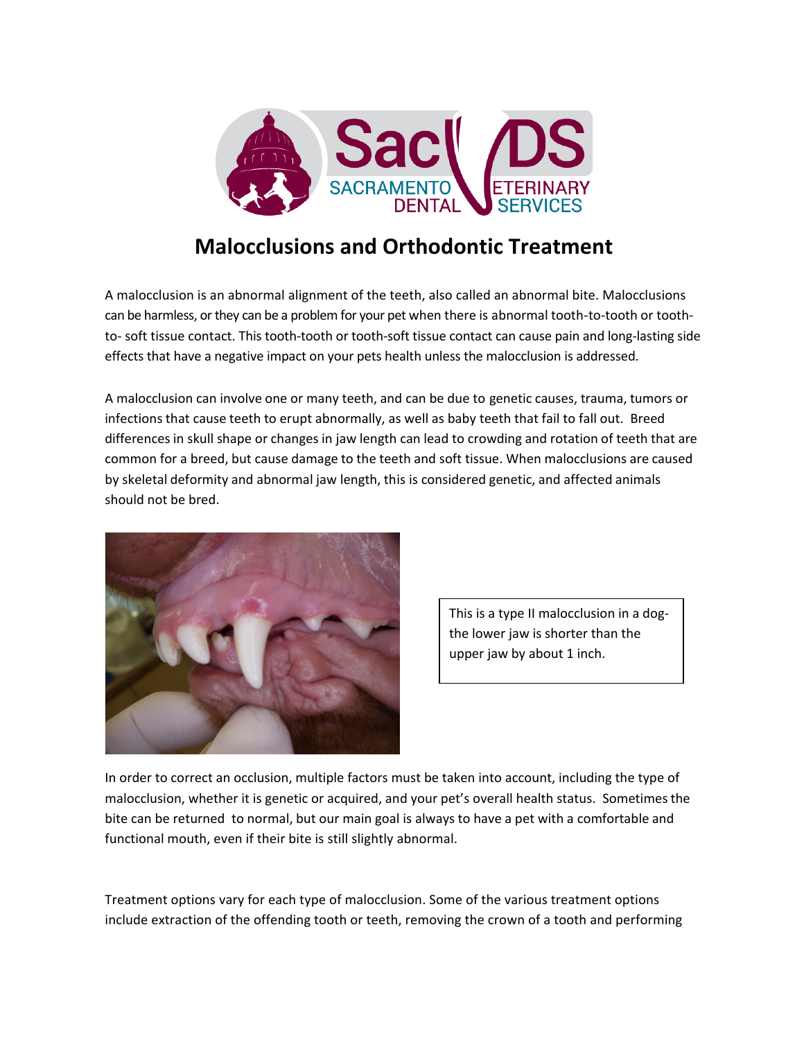# Malocclusions and Orthodontic Treatment

A malocclusion is an abnormal alignment of the teeth, also called an abnormal bite. Malocclusions can be harmless, or they can be a problem for your pet when there is abnormal tooth-to-tooth or tooth-to- soft tissue contact. This tooth-tooth or tooth-soft tissue contact can cause pain and long-lasting side effects that have a negative impact on your pets health unless the malocclusion is addressed.

A malocclusion can involve one or many teeth, and can be due to genetic causes, trauma, tumors or infections that cause teeth to erupt abnormally, as well as baby teeth that fail to fall out. Breed differences in skull shape or changes in jaw length can lead to crowding and rotation of teeth that are common for a breed, but cause damage to the teeth and soft tissue. When malocclusions are caused by skeletal deformity and abnormal jaw length, this is considered genetic, and affected animals should not be bred.

This is a type II malocclusion in a dog- the lower jaw is shorter than the upper jaw by about 1 inch.

In order to correct an occlusion, multiple factors must be taken into account, including the type of malocclusion, whether it is genetic or acquired, and your pet's overall health status. Sometimes the bite can be returned to normal, but our main goal is always to have a pet with a comfortable and functional mouth, even if their bite is still slightly abnormal.

Treatment options vary for each type of malocclusion. Some of the various treatment options include extraction of the offending tooth or teeth, removing the crown of a tooth and performing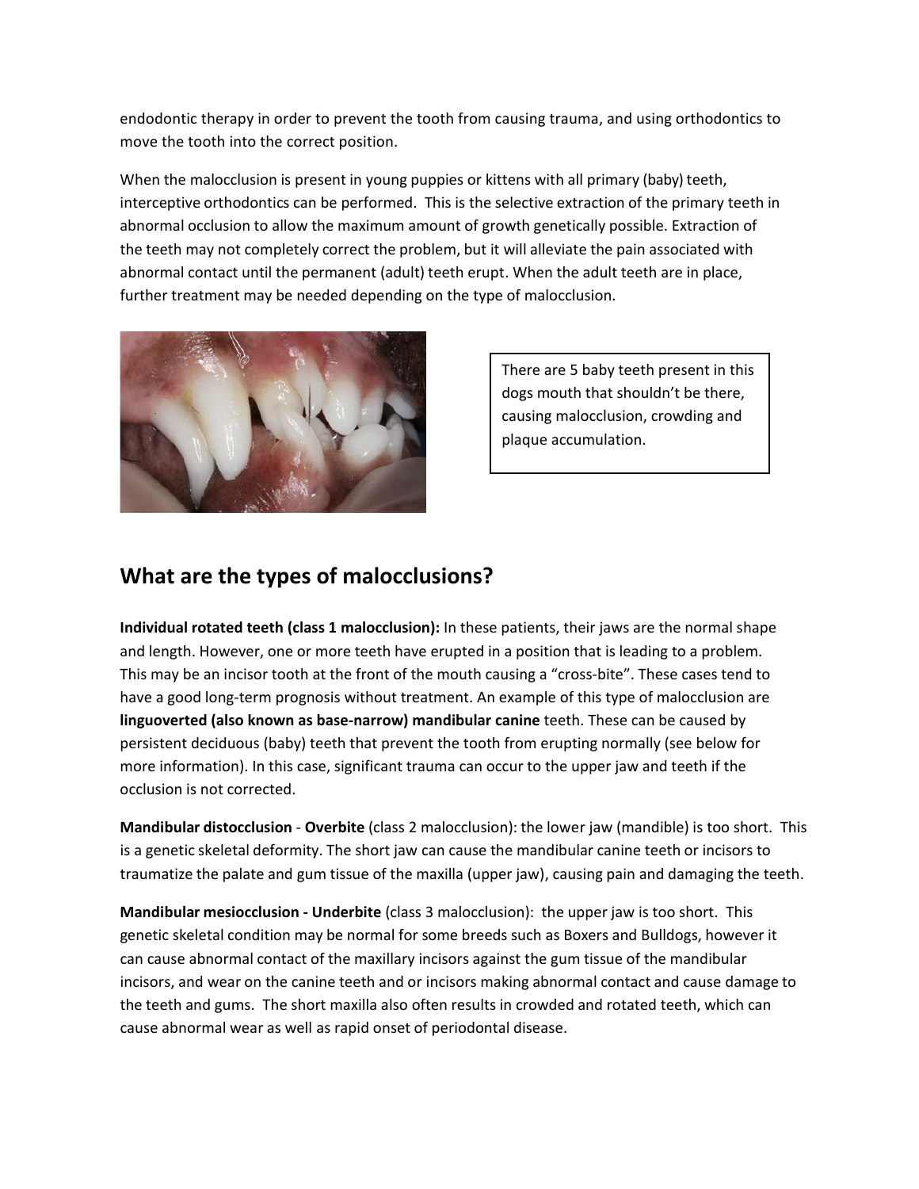endodontic therapy in order to prevent the tooth from causing trauma, and using orthodontics to move the tooth into the correct position.

When the malocclusion is present in young puppies or kittens with all primary (baby) teeth, interceptive orthodontics can be performed. This is the selective extraction of the primary teeth in abnormal occlusion to allow the maximum amount of growth genetically possible. Extraction of the teeth may not completely correct the problem, but it will alleviate the pain associated with abnormal contact until the permanent (adult) teeth erupt. When the adult teeth are in place, further treatment may be needed depending on the type of malocclusion.

There are 5 baby teeth present in this dogs mouth that shouldn't be there, causing malocclusion, crowding and plaque accumulation.

## What are the types of malocclusions?

**Individual rotated teeth (class 1 malocclusion):** In these patients, their jaws are the normal shape and length. However, one or more teeth have erupted in a position that is leading to a problem. This may be an incisor tooth at the front of the mouth causing a "cross-bite". These cases tend to have a good long-term prognosis without treatment. An example of this type of malocclusion are **linguoverted (also known as base-narrow) mandibular canine** teeth. These can be caused by persistent deciduous (baby) teeth that prevent the tooth from erupting normally (see below for more information). In this case, significant trauma can occur to the upper jaw and teeth if the occlusion is not corrected.

**Mandibular distocclusion** - **Overbite** (class 2 malocclusion): the lower jaw (mandible) is too short. This is a genetic skeletal deformity. The short jaw can cause the mandibular canine teeth or incisors to traumatize the palate and gum tissue of the maxilla (upper jaw), causing pain and damaging the teeth.

**Mandibular mesiocclusion - Underbite** (class 3 malocclusion): the upper jaw is too short. This genetic skeletal condition may be normal for some breeds such as Boxers and Bulldogs, however it can cause abnormal contact of the maxillary incisors against the gum tissue of the mandibular incisors, and wear on the canine teeth and or incisors making abnormal contact and cause damage to the teeth and gums. The short maxilla also often results in crowded and rotated teeth, which can cause abnormal wear as well as rapid onset of periodontal disease.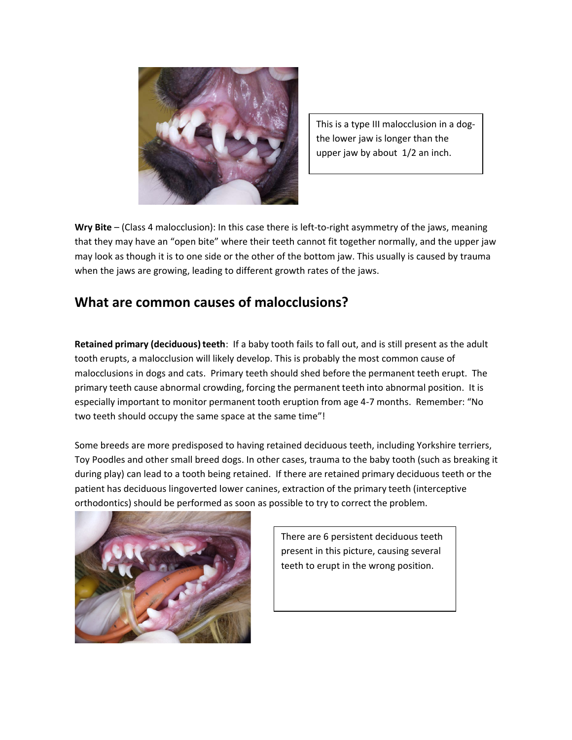This is a type III malocclusion in a dog- the lower jaw is longer than the upper jaw by about 1/2 an inch.

**Wry Bite** – (Class 4 malocclusion): In this case there is left-to-right asymmetry of the jaws, meaning that they may have an "open bite" where their teeth cannot fit together normally, and the upper jaw may look as though it is to one side or the other of the bottom jaw. This usually is caused by trauma when the jaws are growing, leading to different growth rates of the jaws.

## What are common causes of malocclusions?

**Retained primary (deciduous) teeth**: If a baby tooth fails to fall out, and is still present as the adult tooth erupts, a malocclusion will likely develop. This is probably the most common cause of malocclusions in dogs and cats. Primary teeth should shed before the permanent teeth erupt. The primary teeth cause abnormal crowding, forcing the permanent teeth into abnormal position. It is especially important to monitor permanent tooth eruption from age 4-7 months. Remember: "No two teeth should occupy the same space at the same time"!

Some breeds are more predisposed to having retained deciduous teeth, including Yorkshire terriers, Toy Poodles and other small breed dogs. In other cases, trauma to the baby tooth (such as breaking it during play) can lead to a tooth being retained. If there are retained primary deciduous teeth or the patient has deciduous lingoverted lower canines, extraction of the primary teeth (interceptive orthodontics) should be performed as soon as possible to try to correct the problem.

There are 6 persistent deciduous teeth present in this picture, causing several teeth to erupt in the wrong position.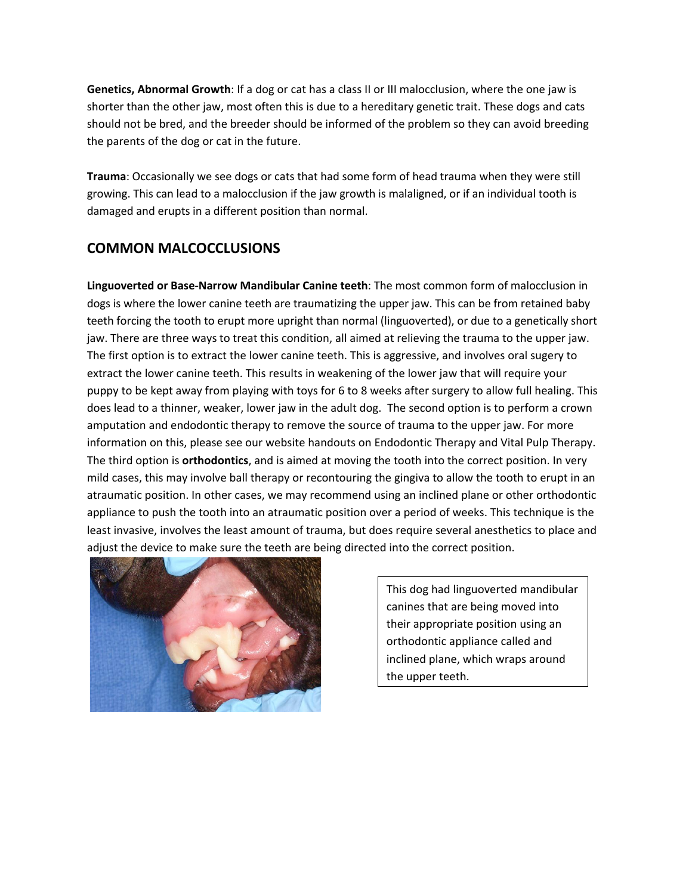**Genetics, Abnormal Growth**: If a dog or cat has a class II or III malocclusion, where the one jaw is shorter than the other jaw, most often this is due to a hereditary genetic trait. These dogs and cats should not be bred, and the breeder should be informed of the problem so they can avoid breeding the parents of the dog or cat in the future.

**Trauma**: Occasionally we see dogs or cats that had some form of head trauma when they were still growing. This can lead to a malocclusion if the jaw growth is malaligned, or if an individual tooth is damaged and erupts in a different position than normal.

## COMMON MALCOCCLUSIONS

**Linguoverted or Base-Narrow Mandibular Canine teeth**: The most common form of malocclusion in dogs is where the lower canine teeth are traumatizing the upper jaw. This can be from retained baby teeth forcing the tooth to erupt more upright than normal (linguoverted), or due to a genetically short jaw. There are three ways to treat this condition, all aimed at relieving the trauma to the upper jaw. The first option is to extract the lower canine teeth. This is aggressive, and involves oral sugery to extract the lower canine teeth. This results in weakening of the lower jaw that will require your puppy to be kept away from playing with toys for 6 to 8 weeks after surgery to allow full healing. This does lead to a thinner, weaker, lower jaw in the adult dog. The second option is to perform a crown amputation and endodontic therapy to remove the source of trauma to the upper jaw. For more information on this, please see our website handouts on Endodontic Therapy and Vital Pulp Therapy. The third option is **orthodontics**, and is aimed at moving the tooth into the correct position. In very mild cases, this may involve ball therapy or recontouring the gingiva to allow the tooth to erupt in an atraumatic position. In other cases, we may recommend using an inclined plane or other orthodontic appliance to push the tooth into an atraumatic position over a period of weeks. This technique is the least invasive, involves the least amount of trauma, but does require several anesthetics to place and adjust the device to make sure the teeth are being directed into the correct position.

This dog had linguoverted mandibular canines that are being moved into their appropriate position using an orthodontic appliance called and inclined plane, which wraps around the upper teeth.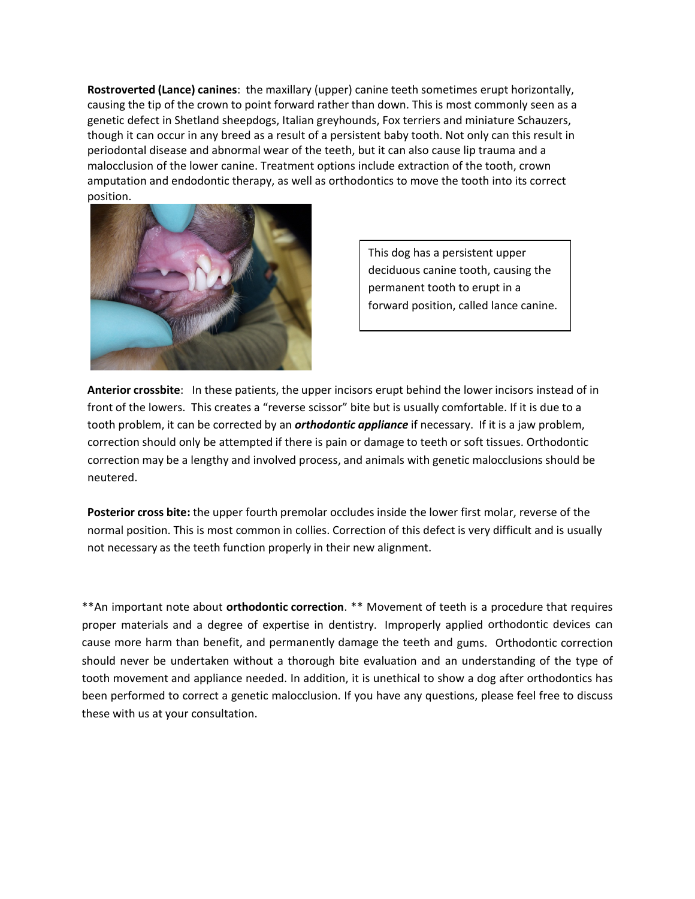**Rostroverted (Lance) canines**: the maxillary (upper) canine teeth sometimes erupt horizontally, causing the tip of the crown to point forward rather than down. This is most commonly seen as a genetic defect in Shetland sheepdogs, Italian greyhounds, Fox terriers and miniature Schauzers, though it can occur in any breed as a result of a persistent baby tooth. Not only can this result in periodontal disease and abnormal wear of the teeth, but it can also cause lip trauma and a malocclusion of the lower canine. Treatment options include extraction of the tooth, crown amputation and endodontic therapy, as well as orthodontics to move the tooth into its correct position.

This dog has a persistent upper deciduous canine tooth, causing the permanent tooth to erupt in a forward position, called lance canine.

**Anterior crossbite**: In these patients, the upper incisors erupt behind the lower incisors instead of in front of the lowers. This creates a "reverse scissor" bite but is usually comfortable. If it is due to a tooth problem, it can be corrected by an ***orthodontic appliance*** if necessary. If it is a jaw problem, correction should only be attempted if there is pain or damage to teeth or soft tissues. Orthodontic correction may be a lengthy and involved process, and animals with genetic malocclusions should be neutered.

**Posterior cross bite:** the upper fourth premolar occludes inside the lower first molar, reverse of the normal position. This is most common in collies. Correction of this defect is very difficult and is usually not necessary as the teeth function properly in their new alignment.

\*\*An important note about **orthodontic correction**. \*\* Movement of teeth is a procedure that requires proper materials and a degree of expertise in dentistry. Improperly applied orthodontic devices can cause more harm than benefit, and permanently damage the teeth and gums. Orthodontic correction should never be undertaken without a thorough bite evaluation and an understanding of the type of tooth movement and appliance needed. In addition, it is unethical to show a dog after orthodontics has been performed to correct a genetic malocclusion. If you have any questions, please feel free to discuss these with us at your consultation.